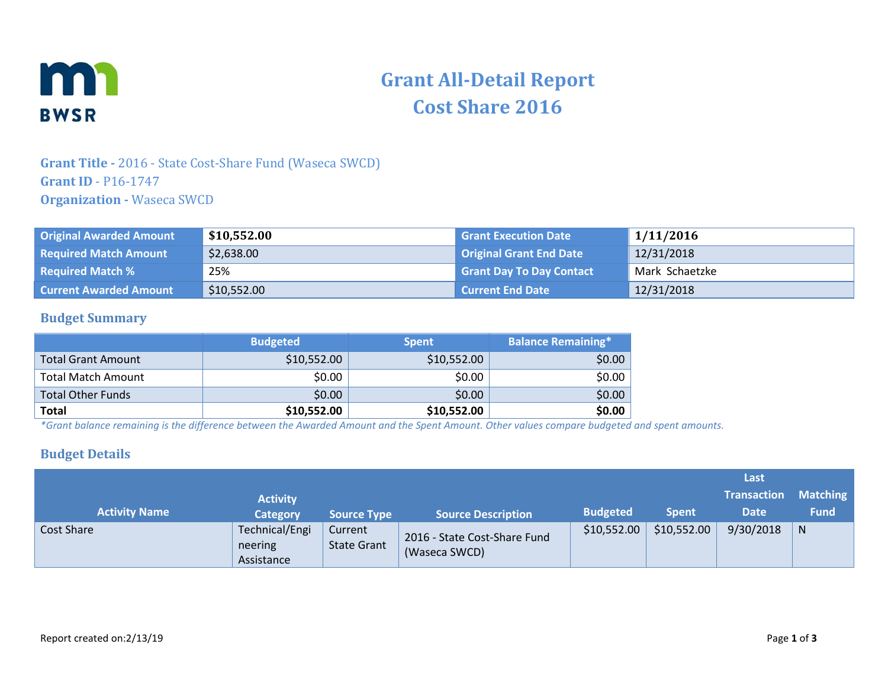# Grant All-Detail Report
# Cost Share 2016

**Grant Title -** 2016 - State Cost-Share Fund (Waseca SWCD)
**Grant ID** - P16-1747
**Organization -** Waseca SWCD

| | | | |
|---|---|---|---|
| **Original Awarded Amount** | **$10,552.00** | **Grant Execution Date** | **1/11/2016** |
| **Required Match Amount** | $2,638.00 | **Original Grant End Date** | 12/31/2018 |
| **Required Match %** | 25% | **Grant Day To Day Contact** | Mark Schaetzke |
| **Current Awarded Amount** | $10,552.00 | **Current End Date** | 12/31/2018 |

## Budget Summary

| | Budgeted | Spent | Balance Remaining* |
|---|---|---|---|
| Total Grant Amount | $10,552.00 | $10,552.00 | $0.00 |
| Total Match Amount | $0.00 | $0.00 | $0.00 |
| Total Other Funds | $0.00 | $0.00 | $0.00 |
| **Total** | **$10,552.00** | **$10,552.00** | **$0.00** |

*\*Grant balance remaining is the difference between the Awarded Amount and the Spent Amount. Other values compare budgeted and spent amounts.*

## Budget Details

| Activity Name | Activity Category | Source Type | Source Description | Budgeted | Spent | Last Transaction Date | Matching Fund |
|---|---|---|---|---|---|---|---|
| Cost Share | Technical/Engineering Assistance | Current State Grant | 2016 - State Cost-Share Fund (Waseca SWCD) | $10,552.00 | $10,552.00 | 9/30/2018 | N |

Report created on:2/13/19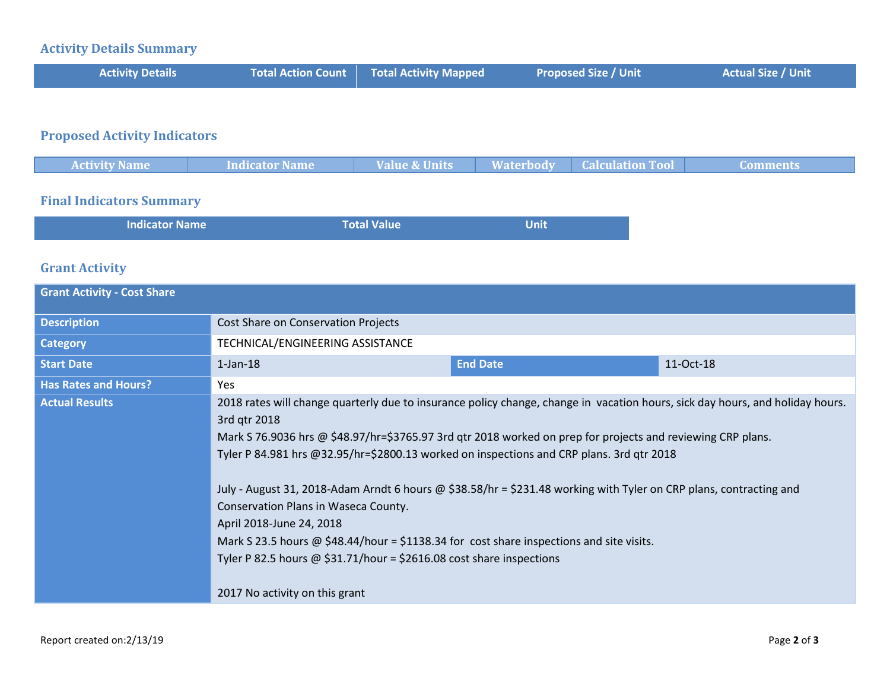## Activity Details Summary

| Activity Details | Total Action Count | Total Activity Mapped | Proposed Size / Unit | Actual Size / Unit |
|---|---|---|---|---|

## Proposed Activity Indicators

| Activity Name | Indicator Name | Value & Units | Waterbody | Calculation Tool | Comments |
|---|---|---|---|---|---|

## Final Indicators Summary

| Indicator Name | Total Value | Unit |
|---|---|---|

## Grant Activity

| Grant Activity - Cost Share | | | |
|---|---|---|---|
| **Description** | Cost Share on Conservation Projects | | |
| **Category** | TECHNICAL/ENGINEERING ASSISTANCE | | |
| **Start Date** | 1-Jan-18 | **End Date** | 11-Oct-18 |
| **Has Rates and Hours?** | Yes | | |
| **Actual Results** | 2018 rates will change quarterly due to insurance policy change, change in vacation hours, sick day hours, and holiday hours.<br>3rd qtr 2018<br>Mark S 76.9036 hrs @ $48.97/hr=$3765.97 3rd qtr 2018 worked on prep for projects and reviewing CRP plans.<br>Tyler P 84.981 hrs @32.95/hr=$2800.13 worked on inspections and CRP plans. 3rd qtr 2018<br><br>July - August 31, 2018-Adam Arndt 6 hours @ $38.58/hr = $231.48 working with Tyler on CRP plans, contracting and Conservation Plans in Waseca County.<br>April 2018-June 24, 2018<br>Mark S 23.5 hours @ $48.44/hour = $1138.34 for cost share inspections and site visits.<br>Tyler P 82.5 hours @ $31.71/hour = $2616.08 cost share inspections<br><br>2017 No activity on this grant | | |

Report created on:2/13/19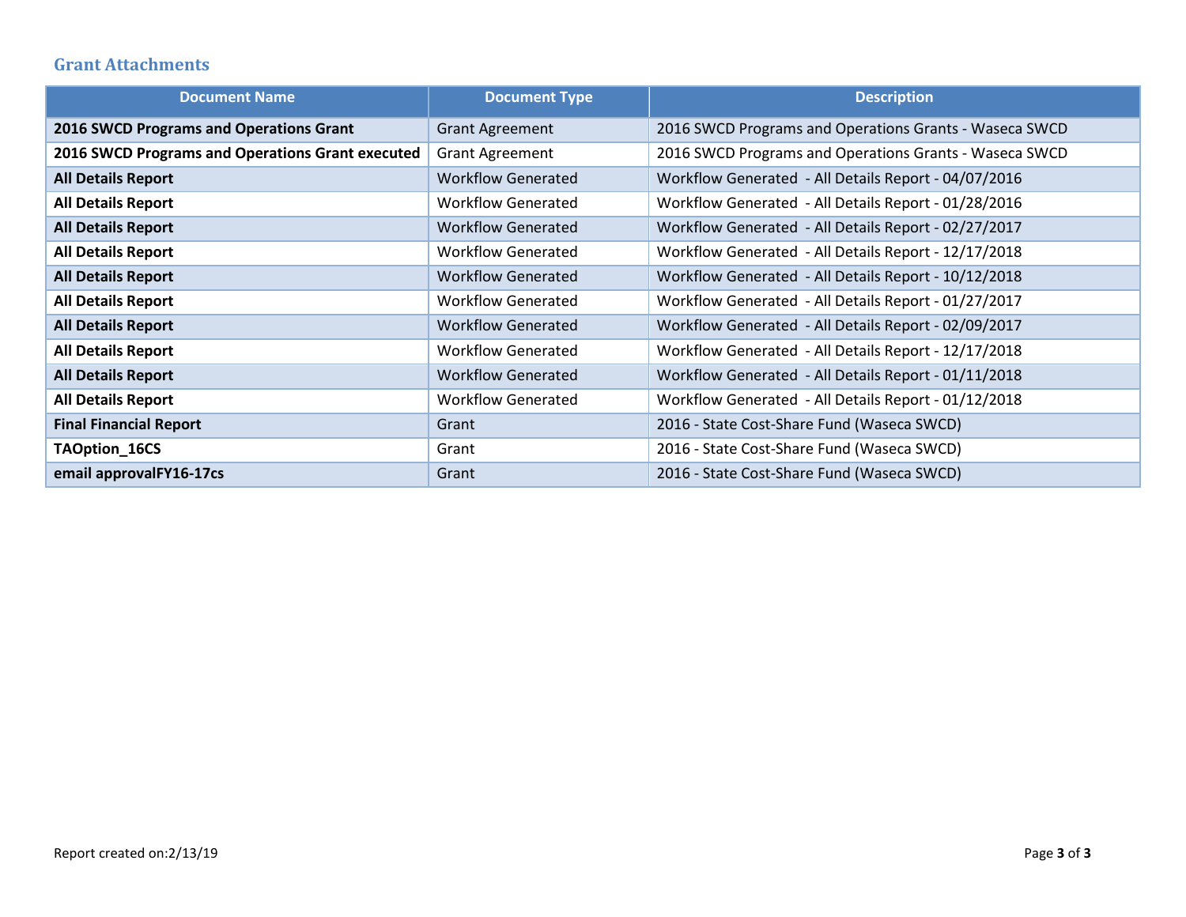## Grant Attachments

| Document Name | Document Type | Description |
|---|---|---|
| **2016 SWCD Programs and Operations Grant** | Grant Agreement | 2016 SWCD Programs and Operations Grants - Waseca SWCD |
| **2016 SWCD Programs and Operations Grant executed** | Grant Agreement | 2016 SWCD Programs and Operations Grants - Waseca SWCD |
| **All Details Report** | Workflow Generated | Workflow Generated - All Details Report - 04/07/2016 |
| **All Details Report** | Workflow Generated | Workflow Generated - All Details Report - 01/28/2016 |
| **All Details Report** | Workflow Generated | Workflow Generated - All Details Report - 02/27/2017 |
| **All Details Report** | Workflow Generated | Workflow Generated - All Details Report - 12/17/2018 |
| **All Details Report** | Workflow Generated | Workflow Generated - All Details Report - 10/12/2018 |
| **All Details Report** | Workflow Generated | Workflow Generated - All Details Report - 01/27/2017 |
| **All Details Report** | Workflow Generated | Workflow Generated - All Details Report - 02/09/2017 |
| **All Details Report** | Workflow Generated | Workflow Generated - All Details Report - 12/17/2018 |
| **All Details Report** | Workflow Generated | Workflow Generated - All Details Report - 01/11/2018 |
| **All Details Report** | Workflow Generated | Workflow Generated - All Details Report - 01/12/2018 |
| **Final Financial Report** | Grant | 2016 - State Cost-Share Fund (Waseca SWCD) |
| **TAOption_16CS** | Grant | 2016 - State Cost-Share Fund (Waseca SWCD) |
| **email approvalFY16-17cs** | Grant | 2016 - State Cost-Share Fund (Waseca SWCD) |

Report created on:2/13/19